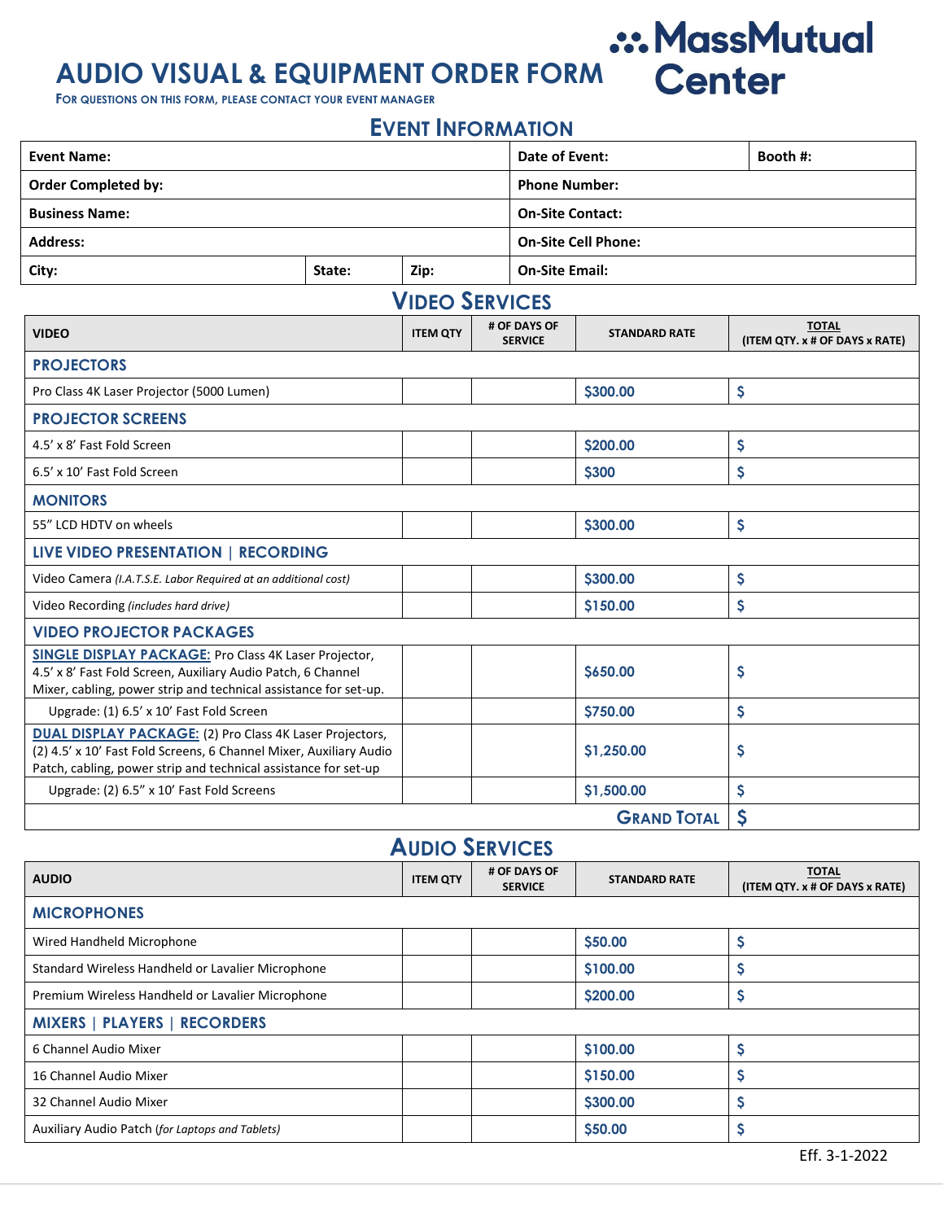# AUDIO VISUAL & EQUIPMENT ORDER FORM

**MassMutual Center**

FOR QUESTIONS ON THIS FORM, PLEASE CONTACT YOUR EVENT MANAGER

## EVENT INFORMATION

| Event Name: | | | Date of Event: | Booth #: |
|---|---|---|---|---|
| Order Completed by: | | | Phone Number: | |
| Business Name: | | | On-Site Contact: | |
| Address: | | | On-Site Cell Phone: | |
| City: | State: | Zip: | On-Site Email: | |

## VIDEO SERVICES

| VIDEO | ITEM QTY | # OF DAYS OF SERVICE | STANDARD RATE | TOTAL (ITEM QTY. x # OF DAYS x RATE) |
|---|---|---|---|---|
| **PROJECTORS** | | | | |
| Pro Class 4K Laser Projector (5000 Lumen) | | | $300.00 | $ |
| **PROJECTOR SCREENS** | | | | |
| 4.5' x 8' Fast Fold Screen | | | $200.00 | $ |
| 6.5' x 10' Fast Fold Screen | | | $300 | $ |
| **MONITORS** | | | | |
| 55" LCD HDTV on wheels | | | $300.00 | $ |
| **LIVE VIDEO PRESENTATION \| RECORDING** | | | | |
| Video Camera *(I.A.T.S.E. Labor Required at an additional cost)* | | | $300.00 | $ |
| Video Recording *(includes hard drive)* | | | $150.00 | $ |
| **VIDEO PROJECTOR PACKAGES** | | | | |
| **SINGLE DISPLAY PACKAGE:** Pro Class 4K Laser Projector, 4.5' x 8' Fast Fold Screen, Auxiliary Audio Patch, 6 Channel Mixer, cabling, power strip and technical assistance for set-up. | | | $650.00 | $ |
| Upgrade: (1) 6.5' x 10' Fast Fold Screen | | | $750.00 | $ |
| **DUAL DISPLAY PACKAGE:** (2) Pro Class 4K Laser Projectors, (2) 4.5' x 10' Fast Fold Screens, 6 Channel Mixer, Auxiliary Audio Patch, cabling, power strip and technical assistance for set-up | | | $1,250.00 | $ |
| Upgrade: (2) 6.5" x 10' Fast Fold Screens | | | $1,500.00 | $ |
| | | | **GRAND TOTAL** | $ |

## AUDIO SERVICES

| AUDIO | ITEM QTY | # OF DAYS OF SERVICE | STANDARD RATE | TOTAL (ITEM QTY. x # OF DAYS x RATE) |
|---|---|---|---|---|
| **MICROPHONES** | | | | |
| Wired Handheld Microphone | | | $50.00 | $ |
| Standard Wireless Handheld or Lavalier Microphone | | | $100.00 | $ |
| Premium Wireless Handheld or Lavalier Microphone | | | $200.00 | $ |
| **MIXERS \| PLAYERS \| RECORDERS** | | | | |
| 6 Channel Audio Mixer | | | $100.00 | $ |
| 16 Channel Audio Mixer | | | $150.00 | $ |
| 32 Channel Audio Mixer | | | $300.00 | $ |
| Auxiliary Audio Patch (*for Laptops and Tablets)* | | | $50.00 | $ |

Eff. 3-1-2022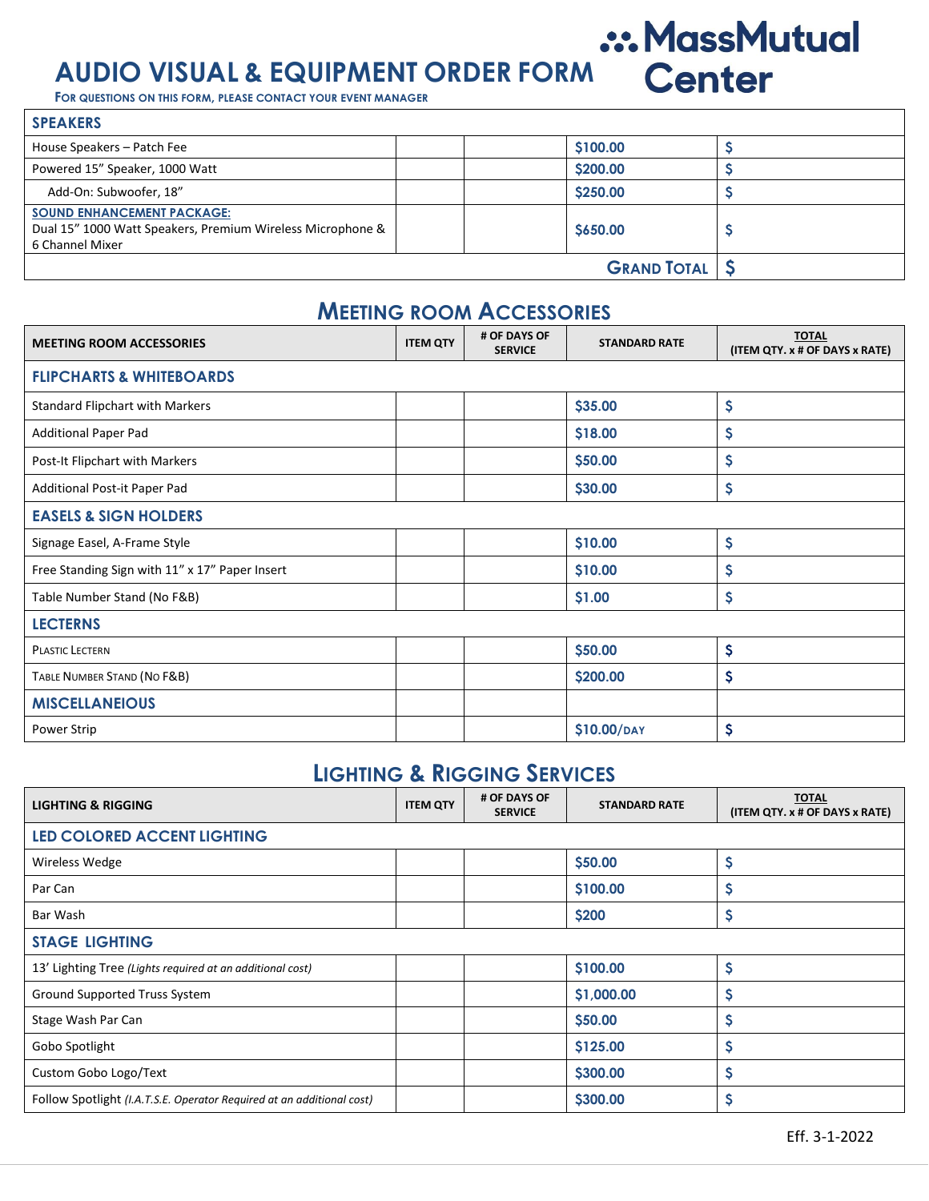# AUDIO VISUAL & EQUIPMENT ORDER FORM

**MassMutual Center**

FOR QUESTIONS ON THIS FORM, PLEASE CONTACT YOUR EVENT MANAGER

| SPEAKERS | | | | |
|---|---|---|---|---|
| House Speakers – Patch Fee | | | $100.00 | $ |
| Powered 15" Speaker, 1000 Watt | | | $200.00 | $ |
| Add-On: Subwoofer, 18" | | | $250.00 | $ |
| SOUND ENHANCEMENT PACKAGE: Dual 15" 1000 Watt Speakers, Premium Wireless Microphone & 6 Channel Mixer | | | $650.00 | $ |
| | | | GRAND TOTAL | $ |

## MEETING ROOM ACCESSORIES

| MEETING ROOM ACCESSORIES | ITEM QTY | # OF DAYS OF SERVICE | STANDARD RATE | TOTAL (ITEM QTY. x # OF DAYS x RATE) |
|---|---|---|---|---|
| **FLIPCHARTS & WHITEBOARDS** | | | | |
| Standard Flipchart with Markers | | | $35.00 | $ |
| Additional Paper Pad | | | $18.00 | $ |
| Post-It Flipchart with Markers | | | $50.00 | $ |
| Additional Post-it Paper Pad | | | $30.00 | $ |
| **EASELS & SIGN HOLDERS** | | | | |
| Signage Easel, A-Frame Style | | | $10.00 | $ |
| Free Standing Sign with 11" x 17" Paper Insert | | | $10.00 | $ |
| Table Number Stand (No F&B) | | | $1.00 | $ |
| **LECTERNS** | | | | |
| Plastic Lectern | | | $50.00 | $ |
| Table Number Stand (No F&B) | | | $200.00 | $ |
| **MISCELLANEIOUS** | | | | |
| Power Strip | | | $10.00/DAY | $ |

## LIGHTING & RIGGING SERVICES

| LIGHTING & RIGGING | ITEM QTY | # OF DAYS OF SERVICE | STANDARD RATE | TOTAL (ITEM QTY. x # OF DAYS x RATE) |
|---|---|---|---|---|
| **LED COLORED ACCENT LIGHTING** | | | | |
| Wireless Wedge | | | $50.00 | $ |
| Par Can | | | $100.00 | $ |
| Bar Wash | | | $200 | $ |
| **STAGE LIGHTING** | | | | |
| 13' Lighting Tree *(Lights required at an additional cost)* | | | $100.00 | $ |
| Ground Supported Truss System | | | $1,000.00 | $ |
| Stage Wash Par Can | | | $50.00 | $ |
| Gobo Spotlight | | | $125.00 | $ |
| Custom Gobo Logo/Text | | | $300.00 | $ |
| Follow Spotlight *(I.A.T.S.E. Operator Required at an additional cost)* | | | $300.00 | $ |

Eff. 3-1-2022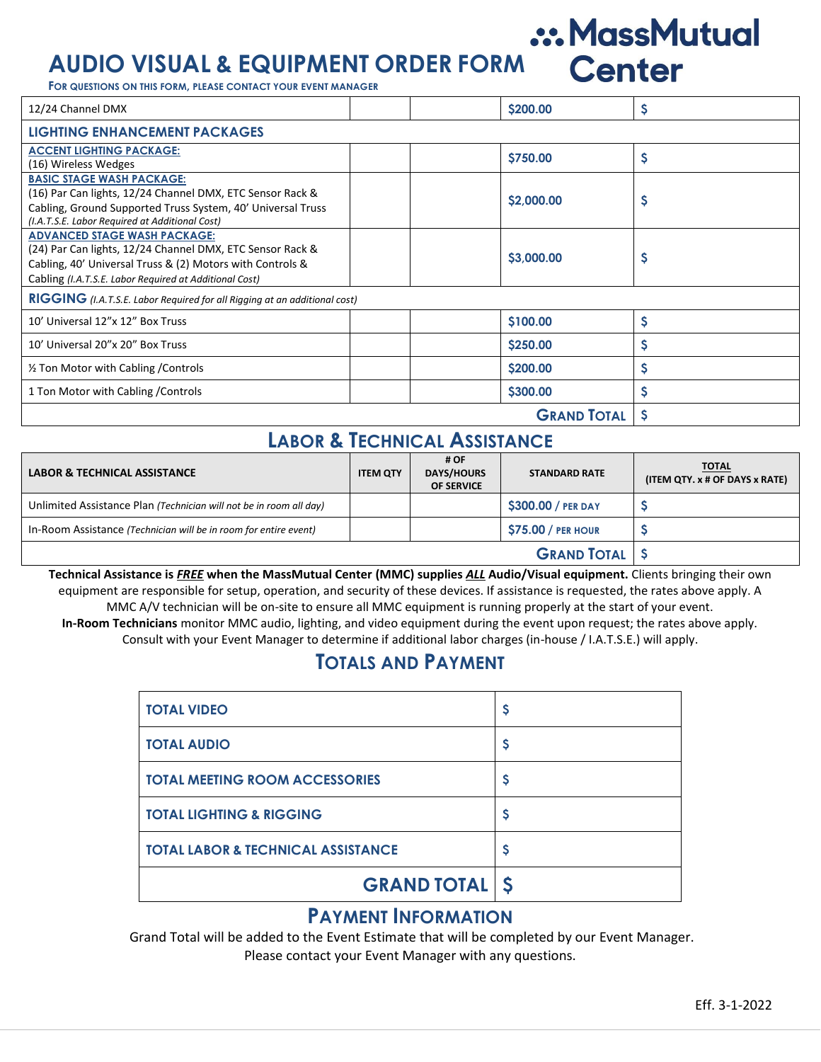# AUDIO VISUAL & EQUIPMENT ORDER FORM

**MassMutual Center**

FOR QUESTIONS ON THIS FORM, PLEASE CONTACT YOUR EVENT MANAGER

| | | | | |
|---|---|---|---|---|
| 12/24 Channel DMX | | | $200.00 | $ |
| **LIGHTING ENHANCEMENT PACKAGES** | | | | |
| **ACCENT LIGHTING PACKAGE:** (16) Wireless Wedges | | | $750.00 | $ |
| **BASIC STAGE WASH PACKAGE:** (16) Par Can lights, 12/24 Channel DMX, ETC Sensor Rack & Cabling, Ground Supported Truss System, 40' Universal Truss *(I.A.T.S.E. Labor Required at Additional Cost)* | | | $2,000.00 | $ |
| **ADVANCED STAGE WASH PACKAGE:** (24) Par Can lights, 12/24 Channel DMX, ETC Sensor Rack & Cabling, 40' Universal Truss & (2) Motors with Controls & Cabling *(I.A.T.S.E. Labor Required at Additional Cost)* | | | $3,000.00 | $ |
| **RIGGING** *(I.A.T.S.E. Labor Required for all Rigging at an additional cost)* | | | | |
| 10' Universal 12"x 12" Box Truss | | | $100.00 | $ |
| 10' Universal 20"x 20" Box Truss | | | $250.00 | $ |
| ½ Ton Motor with Cabling /Controls | | | $200.00 | $ |
| 1 Ton Motor with Cabling /Controls | | | $300.00 | $ |
| | | | **GRAND TOTAL** | $ |

## LABOR & TECHNICAL ASSISTANCE

| LABOR & TECHNICAL ASSISTANCE | ITEM QTY | # OF DAYS/HOURS OF SERVICE | STANDARD RATE | TOTAL (ITEM QTY. x # OF DAYS x RATE) |
|---|---|---|---|---|
| Unlimited Assistance Plan *(Technician will not be in room all day)* | | | $300.00 / PER DAY | $ |
| In-Room Assistance *(Technician will be in room for entire event)* | | | $75.00 / PER HOUR | $ |
| | | | **GRAND TOTAL** | $ |

**Technical Assistance is *FREE* when the MassMutual Center (MMC) supplies *ALL* Audio/Visual equipment.** Clients bringing their own equipment are responsible for setup, operation, and security of these devices. If assistance is requested, the rates above apply. A MMC A/V technician will be on-site to ensure all MMC equipment is running properly at the start of your event.
**In-Room Technicians** monitor MMC audio, lighting, and video equipment during the event upon request; the rates above apply. Consult with your Event Manager to determine if additional labor charges (in-house / I.A.T.S.E.) will apply.

## TOTALS AND PAYMENT

| | |
|---|---|
| TOTAL VIDEO | $ |
| TOTAL AUDIO | $ |
| TOTAL MEETING ROOM ACCESSORIES | $ |
| TOTAL LIGHTING & RIGGING | $ |
| TOTAL LABOR & TECHNICAL ASSISTANCE | $ |
| **GRAND TOTAL** | **$** |

## PAYMENT INFORMATION

Grand Total will be added to the Event Estimate that will be completed by our Event Manager.
Please contact your Event Manager with any questions.

Eff. 3-1-2022